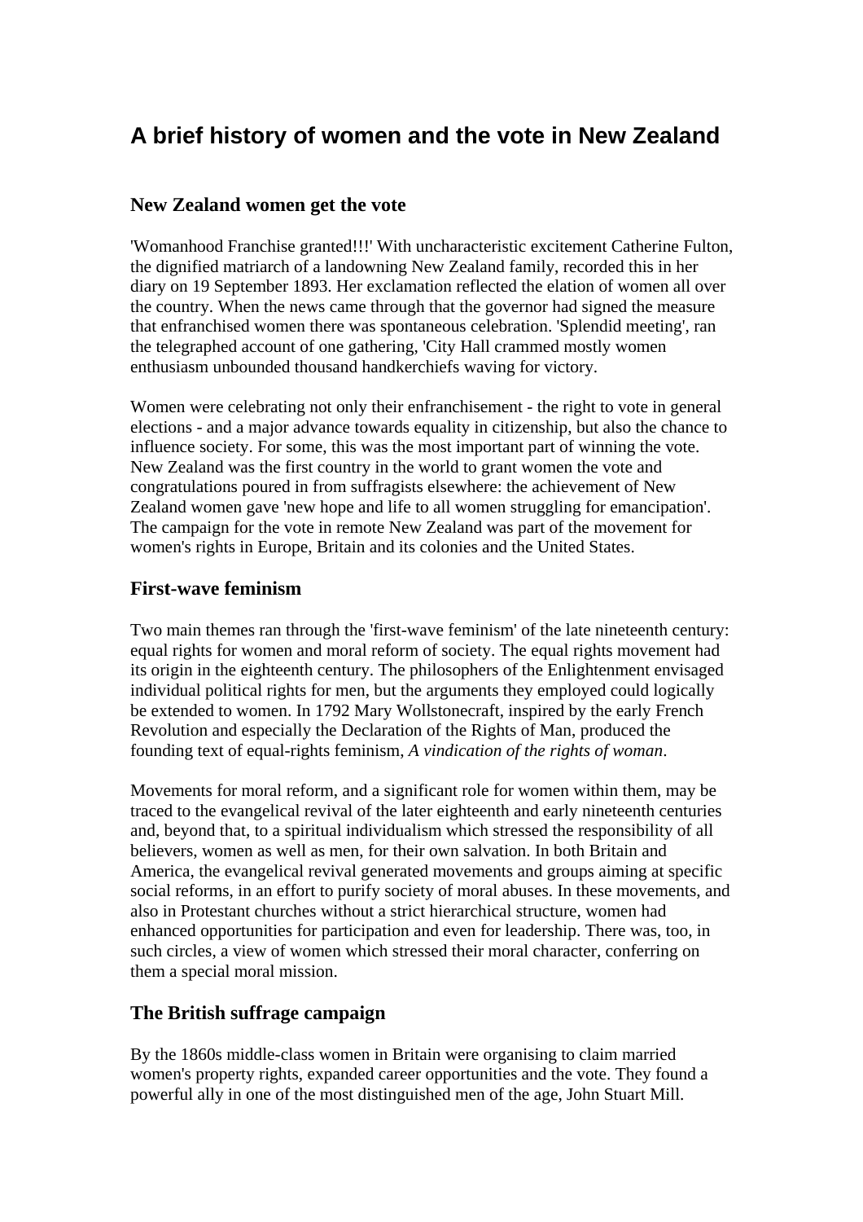# A brief history of women and the vote in New Zealand

## New Zealand women get the vote

'Womanhood Franchise granted!!!' With uncharacteristic excitement Catherine Fulton, the dignified matriarch of a landowning New Zealand family, recorded this in her diary on 19 September 1893. Her exclamation reflected the elation of women all over the country. When the news came through that the governor had signed the measure that enfranchised women there was spontaneous celebration. 'Splendid meeting', ran the telegraphed account of one gathering, 'City Hall crammed mostly women enthusiasm unbounded thousand handkerchiefs waving for victory.

Women were celebrating not only their enfranchisement - the right to vote in general elections - and a major advance towards equality in citizenship, but also the chance to influence society. For some, this was the most important part of winning the vote. New Zealand was the first country in the world to grant women the vote and congratulations poured in from suffragists elsewhere: the achievement of New Zealand women gave 'new hope and life to all women struggling for emancipation'. The campaign for the vote in remote New Zealand was part of the movement for women's rights in Europe, Britain and its colonies and the United States.

## First-wave feminism

Two main themes ran through the 'first-wave feminism' of the late nineteenth century: equal rights for women and moral reform of society. The equal rights movement had its origin in the eighteenth century. The philosophers of the Enlightenment envisaged individual political rights for men, but the arguments they employed could logically be extended to women. In 1792 Mary Wollstonecraft, inspired by the early French Revolution and especially the Declaration of the Rights of Man, produced the founding text of equal-rights feminism, *A vindication of the rights of woman*.

Movements for moral reform, and a significant role for women within them, may be traced to the evangelical revival of the later eighteenth and early nineteenth centuries and, beyond that, to a spiritual individualism which stressed the responsibility of all believers, women as well as men, for their own salvation. In both Britain and America, the evangelical revival generated movements and groups aiming at specific social reforms, in an effort to purify society of moral abuses. In these movements, and also in Protestant churches without a strict hierarchical structure, women had enhanced opportunities for participation and even for leadership. There was, too, in such circles, a view of women which stressed their moral character, conferring on them a special moral mission.

## The British suffrage campaign

By the 1860s middle-class women in Britain were organising to claim married women's property rights, expanded career opportunities and the vote. They found a powerful ally in one of the most distinguished men of the age, John Stuart Mill.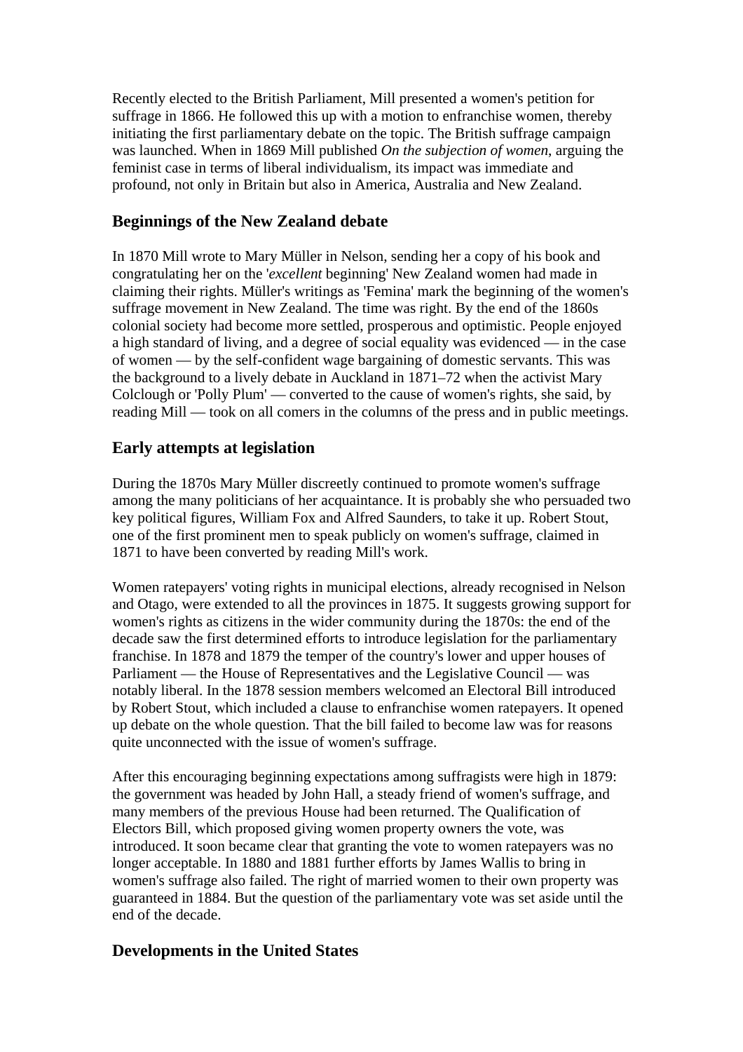Recently elected to the British Parliament, Mill presented a women's petition for suffrage in 1866. He followed this up with a motion to enfranchise women, thereby initiating the first parliamentary debate on the topic. The British suffrage campaign was launched. When in 1869 Mill published *On the subjection of women*, arguing the feminist case in terms of liberal individualism, its impact was immediate and profound, not only in Britain but also in America, Australia and New Zealand.

## Beginnings of the New Zealand debate

In 1870 Mill wrote to Mary Müller in Nelson, sending her a copy of his book and congratulating her on the '*excellent* beginning' New Zealand women had made in claiming their rights. Müller's writings as 'Femina' mark the beginning of the women's suffrage movement in New Zealand. The time was right. By the end of the 1860s colonial society had become more settled, prosperous and optimistic. People enjoyed a high standard of living, and a degree of social equality was evidenced — in the case of women — by the self-confident wage bargaining of domestic servants. This was the background to a lively debate in Auckland in 1871–72 when the activist Mary Colclough or 'Polly Plum' — converted to the cause of women's rights, she said, by reading Mill — took on all comers in the columns of the press and in public meetings.

## Early attempts at legislation

During the 1870s Mary Müller discreetly continued to promote women's suffrage among the many politicians of her acquaintance. It is probably she who persuaded two key political figures, William Fox and Alfred Saunders, to take it up. Robert Stout, one of the first prominent men to speak publicly on women's suffrage, claimed in 1871 to have been converted by reading Mill's work.

Women ratepayers' voting rights in municipal elections, already recognised in Nelson and Otago, were extended to all the provinces in 1875. It suggests growing support for women's rights as citizens in the wider community during the 1870s: the end of the decade saw the first determined efforts to introduce legislation for the parliamentary franchise. In 1878 and 1879 the temper of the country's lower and upper houses of Parliament — the House of Representatives and the Legislative Council — was notably liberal. In the 1878 session members welcomed an Electoral Bill introduced by Robert Stout, which included a clause to enfranchise women ratepayers. It opened up debate on the whole question. That the bill failed to become law was for reasons quite unconnected with the issue of women's suffrage.

After this encouraging beginning expectations among suffragists were high in 1879: the government was headed by John Hall, a steady friend of women's suffrage, and many members of the previous House had been returned. The Qualification of Electors Bill, which proposed giving women property owners the vote, was introduced. It soon became clear that granting the vote to women ratepayers was no longer acceptable. In 1880 and 1881 further efforts by James Wallis to bring in women's suffrage also failed. The right of married women to their own property was guaranteed in 1884. But the question of the parliamentary vote was set aside until the end of the decade.

## Developments in the United States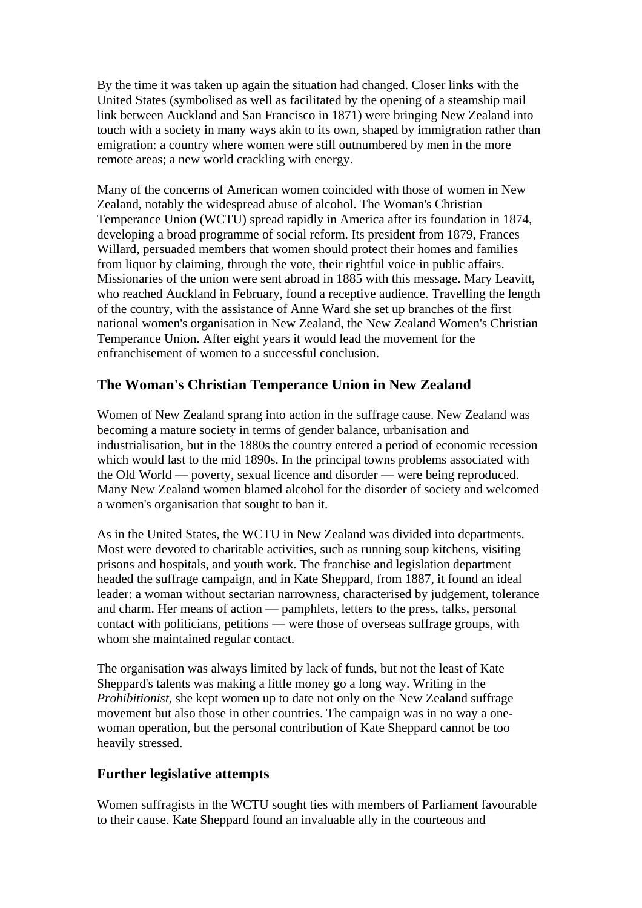By the time it was taken up again the situation had changed. Closer links with the United States (symbolised as well as facilitated by the opening of a steamship mail link between Auckland and San Francisco in 1871) were bringing New Zealand into touch with a society in many ways akin to its own, shaped by immigration rather than emigration: a country where women were still outnumbered by men in the more remote areas; a new world crackling with energy.

Many of the concerns of American women coincided with those of women in New Zealand, notably the widespread abuse of alcohol. The Woman's Christian Temperance Union (WCTU) spread rapidly in America after its foundation in 1874, developing a broad programme of social reform. Its president from 1879, Frances Willard, persuaded members that women should protect their homes and families from liquor by claiming, through the vote, their rightful voice in public affairs. Missionaries of the union were sent abroad in 1885 with this message. Mary Leavitt, who reached Auckland in February, found a receptive audience. Travelling the length of the country, with the assistance of Anne Ward she set up branches of the first national women's organisation in New Zealand, the New Zealand Women's Christian Temperance Union. After eight years it would lead the movement for the enfranchisement of women to a successful conclusion.

### The Woman's Christian Temperance Union in New Zealand

Women of New Zealand sprang into action in the suffrage cause. New Zealand was becoming a mature society in terms of gender balance, urbanisation and industrialisation, but in the 1880s the country entered a period of economic recession which would last to the mid 1890s. In the principal towns problems associated with the Old World — poverty, sexual licence and disorder — were being reproduced. Many New Zealand women blamed alcohol for the disorder of society and welcomed a women's organisation that sought to ban it.

As in the United States, the WCTU in New Zealand was divided into departments. Most were devoted to charitable activities, such as running soup kitchens, visiting prisons and hospitals, and youth work. The franchise and legislation department headed the suffrage campaign, and in Kate Sheppard, from 1887, it found an ideal leader: a woman without sectarian narrowness, characterised by judgement, tolerance and charm. Her means of action — pamphlets, letters to the press, talks, personal contact with politicians, petitions — were those of overseas suffrage groups, with whom she maintained regular contact.

The organisation was always limited by lack of funds, but not the least of Kate Sheppard's talents was making a little money go a long way. Writing in the *Prohibitionist*, she kept women up to date not only on the New Zealand suffrage movement but also those in other countries. The campaign was in no way a one-woman operation, but the personal contribution of Kate Sheppard cannot be too heavily stressed.

### Further legislative attempts

Women suffragists in the WCTU sought ties with members of Parliament favourable to their cause. Kate Sheppard found an invaluable ally in the courteous and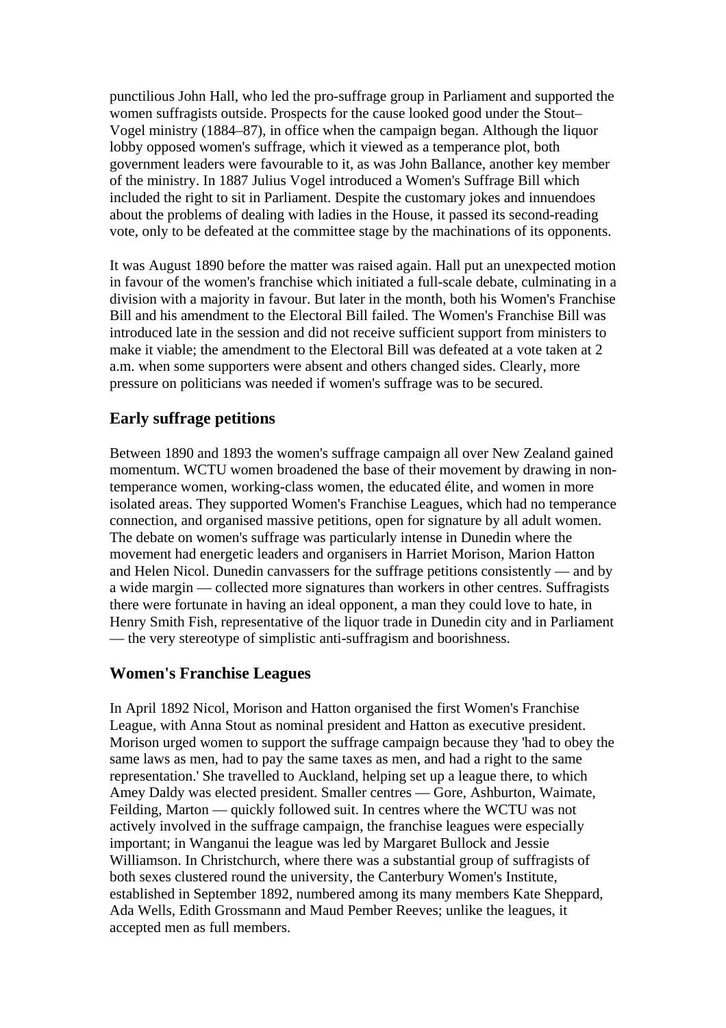punctilious John Hall, who led the pro-suffrage group in Parliament and supported the women suffragists outside. Prospects for the cause looked good under the Stout–Vogel ministry (1884–87), in office when the campaign began. Although the liquor lobby opposed women's suffrage, which it viewed as a temperance plot, both government leaders were favourable to it, as was John Ballance, another key member of the ministry. In 1887 Julius Vogel introduced a Women's Suffrage Bill which included the right to sit in Parliament. Despite the customary jokes and innuendoes about the problems of dealing with ladies in the House, it passed its second-reading vote, only to be defeated at the committee stage by the machinations of its opponents.

It was August 1890 before the matter was raised again. Hall put an unexpected motion in favour of the women's franchise which initiated a full-scale debate, culminating in a division with a majority in favour. But later in the month, both his Women's Franchise Bill and his amendment to the Electoral Bill failed. The Women's Franchise Bill was introduced late in the session and did not receive sufficient support from ministers to make it viable; the amendment to the Electoral Bill was defeated at a vote taken at 2 a.m. when some supporters were absent and others changed sides. Clearly, more pressure on politicians was needed if women's suffrage was to be secured.

## Early suffrage petitions

Between 1890 and 1893 the women's suffrage campaign all over New Zealand gained momentum. WCTU women broadened the base of their movement by drawing in non-temperance women, working-class women, the educated élite, and women in more isolated areas. They supported Women's Franchise Leagues, which had no temperance connection, and organised massive petitions, open for signature by all adult women. The debate on women's suffrage was particularly intense in Dunedin where the movement had energetic leaders and organisers in Harriet Morison, Marion Hatton and Helen Nicol. Dunedin canvassers for the suffrage petitions consistently — and by a wide margin — collected more signatures than workers in other centres. Suffragists there were fortunate in having an ideal opponent, a man they could love to hate, in Henry Smith Fish, representative of the liquor trade in Dunedin city and in Parliament — the very stereotype of simplistic anti-suffragism and boorishness.

## Women's Franchise Leagues

In April 1892 Nicol, Morison and Hatton organised the first Women's Franchise League, with Anna Stout as nominal president and Hatton as executive president. Morison urged women to support the suffrage campaign because they 'had to obey the same laws as men, had to pay the same taxes as men, and had a right to the same representation.' She travelled to Auckland, helping set up a league there, to which Amey Daldy was elected president. Smaller centres — Gore, Ashburton, Waimate, Feilding, Marton — quickly followed suit. In centres where the WCTU was not actively involved in the suffrage campaign, the franchise leagues were especially important; in Wanganui the league was led by Margaret Bullock and Jessie Williamson. In Christchurch, where there was a substantial group of suffragists of both sexes clustered round the university, the Canterbury Women's Institute, established in September 1892, numbered among its many members Kate Sheppard, Ada Wells, Edith Grossmann and Maud Pember Reeves; unlike the leagues, it accepted men as full members.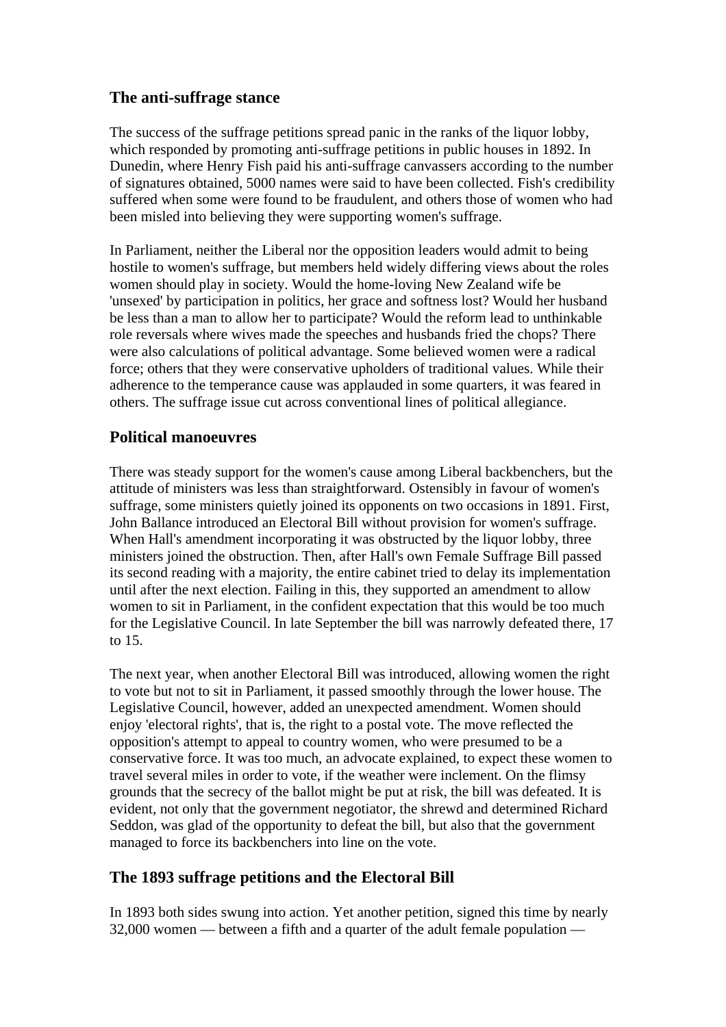## The anti-suffrage stance

The success of the suffrage petitions spread panic in the ranks of the liquor lobby, which responded by promoting anti-suffrage petitions in public houses in 1892. In Dunedin, where Henry Fish paid his anti-suffrage canvassers according to the number of signatures obtained, 5000 names were said to have been collected. Fish's credibility suffered when some were found to be fraudulent, and others those of women who had been misled into believing they were supporting women's suffrage.

In Parliament, neither the Liberal nor the opposition leaders would admit to being hostile to women's suffrage, but members held widely differing views about the roles women should play in society. Would the home-loving New Zealand wife be 'unsexed' by participation in politics, her grace and softness lost? Would her husband be less than a man to allow her to participate? Would the reform lead to unthinkable role reversals where wives made the speeches and husbands fried the chops? There were also calculations of political advantage. Some believed women were a radical force; others that they were conservative upholders of traditional values. While their adherence to the temperance cause was applauded in some quarters, it was feared in others. The suffrage issue cut across conventional lines of political allegiance.

## Political manoeuvres

There was steady support for the women's cause among Liberal backbenchers, but the attitude of ministers was less than straightforward. Ostensibly in favour of women's suffrage, some ministers quietly joined its opponents on two occasions in 1891. First, John Ballance introduced an Electoral Bill without provision for women's suffrage. When Hall's amendment incorporating it was obstructed by the liquor lobby, three ministers joined the obstruction. Then, after Hall's own Female Suffrage Bill passed its second reading with a majority, the entire cabinet tried to delay its implementation until after the next election. Failing in this, they supported an amendment to allow women to sit in Parliament, in the confident expectation that this would be too much for the Legislative Council. In late September the bill was narrowly defeated there, 17 to 15.

The next year, when another Electoral Bill was introduced, allowing women the right to vote but not to sit in Parliament, it passed smoothly through the lower house. The Legislative Council, however, added an unexpected amendment. Women should enjoy 'electoral rights', that is, the right to a postal vote. The move reflected the opposition's attempt to appeal to country women, who were presumed to be a conservative force. It was too much, an advocate explained, to expect these women to travel several miles in order to vote, if the weather were inclement. On the flimsy grounds that the secrecy of the ballot might be put at risk, the bill was defeated. It is evident, not only that the government negotiator, the shrewd and determined Richard Seddon, was glad of the opportunity to defeat the bill, but also that the government managed to force its backbenchers into line on the vote.

## The 1893 suffrage petitions and the Electoral Bill

In 1893 both sides swung into action. Yet another petition, signed this time by nearly 32,000 women — between a fifth and a quarter of the adult female population —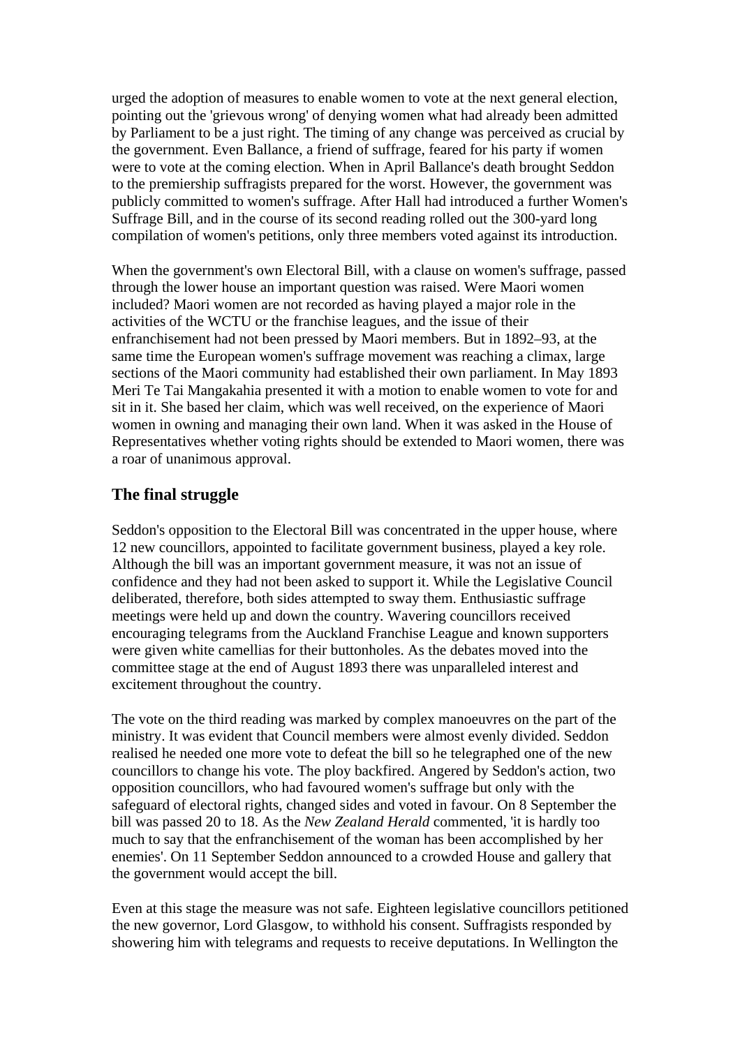urged the adoption of measures to enable women to vote at the next general election, pointing out the 'grievous wrong' of denying women what had already been admitted by Parliament to be a just right. The timing of any change was perceived as crucial by the government. Even Ballance, a friend of suffrage, feared for his party if women were to vote at the coming election. When in April Ballance's death brought Seddon to the premiership suffragists prepared for the worst. However, the government was publicly committed to women's suffrage. After Hall had introduced a further Women's Suffrage Bill, and in the course of its second reading rolled out the 300-yard long compilation of women's petitions, only three members voted against its introduction.

When the government's own Electoral Bill, with a clause on women's suffrage, passed through the lower house an important question was raised. Were Maori women included? Maori women are not recorded as having played a major role in the activities of the WCTU or the franchise leagues, and the issue of their enfranchisement had not been pressed by Maori members. But in 1892–93, at the same time the European women's suffrage movement was reaching a climax, large sections of the Maori community had established their own parliament. In May 1893 Meri Te Tai Mangakahia presented it with a motion to enable women to vote for and sit in it. She based her claim, which was well received, on the experience of Maori women in owning and managing their own land. When it was asked in the House of Representatives whether voting rights should be extended to Maori women, there was a roar of unanimous approval.

### The final struggle

Seddon's opposition to the Electoral Bill was concentrated in the upper house, where 12 new councillors, appointed to facilitate government business, played a key role. Although the bill was an important government measure, it was not an issue of confidence and they had not been asked to support it. While the Legislative Council deliberated, therefore, both sides attempted to sway them. Enthusiastic suffrage meetings were held up and down the country. Wavering councillors received encouraging telegrams from the Auckland Franchise League and known supporters were given white camellias for their buttonholes. As the debates moved into the committee stage at the end of August 1893 there was unparalleled interest and excitement throughout the country.

The vote on the third reading was marked by complex manoeuvres on the part of the ministry. It was evident that Council members were almost evenly divided. Seddon realised he needed one more vote to defeat the bill so he telegraphed one of the new councillors to change his vote. The ploy backfired. Angered by Seddon's action, two opposition councillors, who had favoured women's suffrage but only with the safeguard of electoral rights, changed sides and voted in favour. On 8 September the bill was passed 20 to 18. As the *New Zealand Herald* commented, 'it is hardly too much to say that the enfranchisement of the woman has been accomplished by her enemies'. On 11 September Seddon announced to a crowded House and gallery that the government would accept the bill.

Even at this stage the measure was not safe. Eighteen legislative councillors petitioned the new governor, Lord Glasgow, to withhold his consent. Suffragists responded by showering him with telegrams and requests to receive deputations. In Wellington the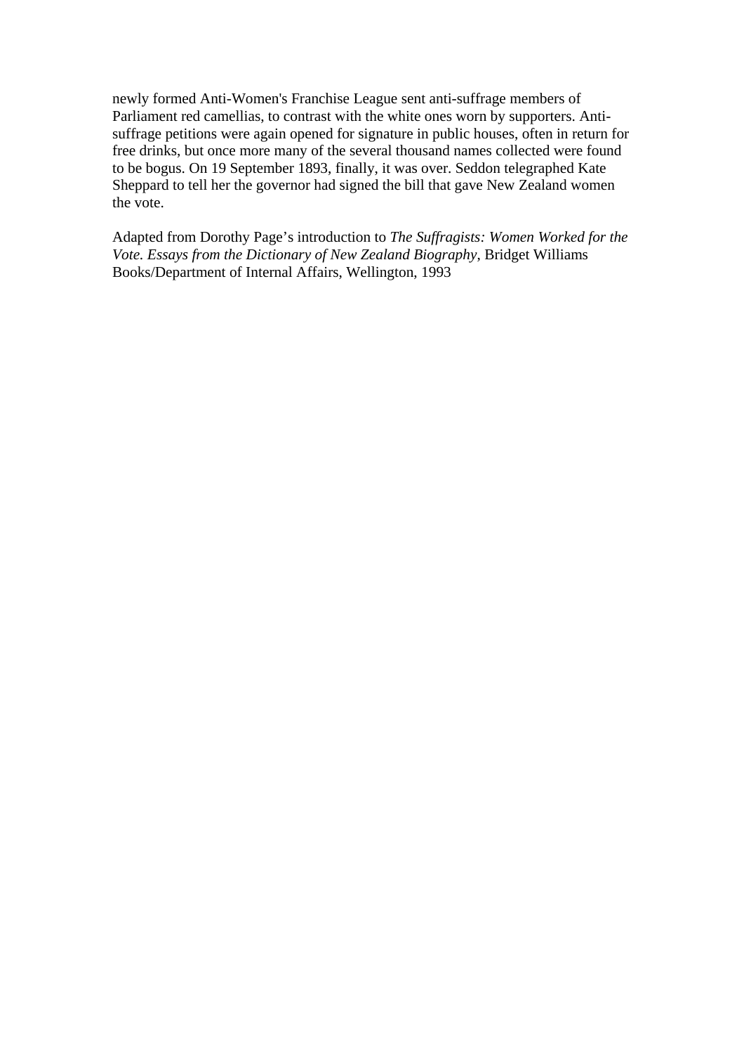newly formed Anti-Women's Franchise League sent anti-suffrage members of Parliament red camellias, to contrast with the white ones worn by supporters. Anti-suffrage petitions were again opened for signature in public houses, often in return for free drinks, but once more many of the several thousand names collected were found to be bogus. On 19 September 1893, finally, it was over. Seddon telegraphed Kate Sheppard to tell her the governor had signed the bill that gave New Zealand women the vote.

Adapted from Dorothy Page's introduction to *The Suffragists: Women Worked for the Vote. Essays from the Dictionary of New Zealand Biography*, Bridget Williams Books/Department of Internal Affairs, Wellington, 1993